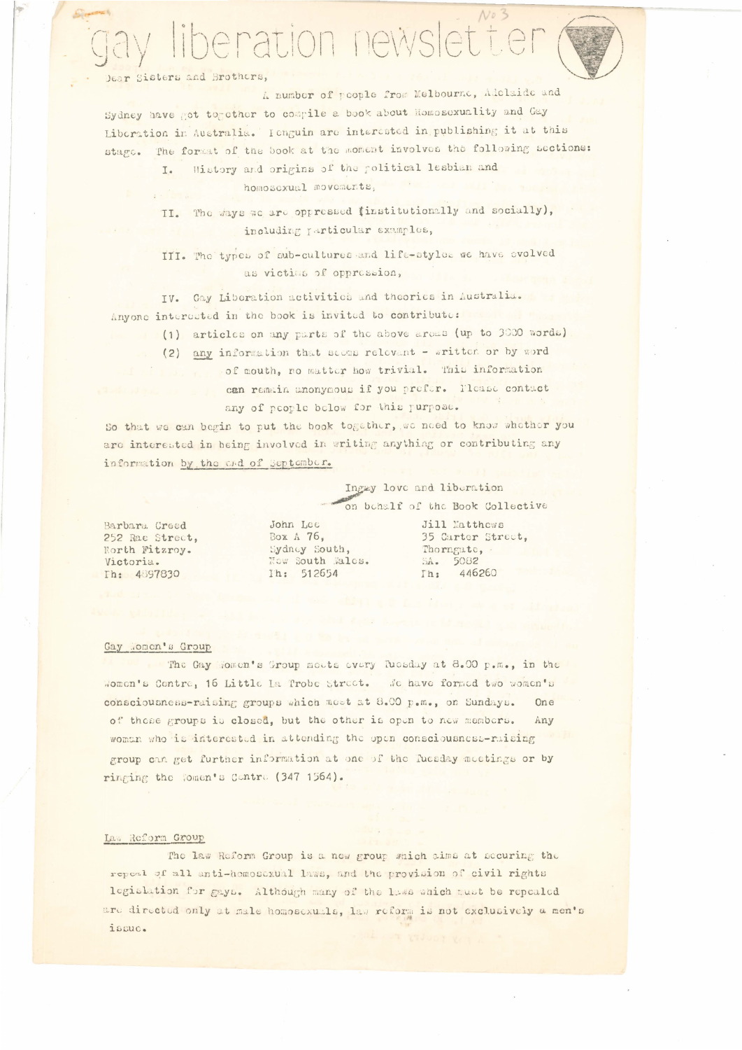# gay liberation newsletter

No 3

Dear Sisters and Brothers,

A number of people from Melbourne, Adelaide and Sydney have got together to compile a book about Homosexuality and Gay Liberation in Australia. Penguin are interested in publishing it at this stage. The format of the book at the moment involves the following sections:

I. History and origins of the political lesbian and homosexual movements,

II. The ways we are oppressed (institutionally and socially), including particular examples,

III. The types of sub-cultures and life-styles we have evolved as victims of oppression,

IV. Gay Liberation activities and theories in Australia.

Anyone interested in the book is invited to contribute:

(1) articles on any parts of the above areas (up to 3000 words)

(2) any information that seems relevant - written or by word of mouth, no matter how trivial. This information can remain anonymous if you prefer. Please contact any of people below for this purpose.

So that we can begin to put the book together, we need to know whether you are interested in being involved in writing anything or contributing any information by the end of September.

Ingay love and liberation
on behalf of the Book Collective

Barbara Creed
252 Rae Street,
North Fitzroy.
Victoria.
Ph: 4897830

John Lee
Box A 76,
Sydney South,
New South Wales.
Ph: 512654

Jill Matthews
35 Carter Street,
Thorngate,
SA. 5082
Ph: 446260

## Gay Women's Group

The Gay Women's Group meets every Tuesday at 8.00 p.m., in the Women's Centre, 16 Little La Trobe Street. We have formed two women's consciousness-raising groups which meet at 8.00 p.m., on Sundays. One of these groups is closed, but the other is open to new members. Any woman who is interested in attending the open consciousness-raising group can get further information at one of the Tuesday meetings or by ringing the Women's Centre (347 1564).

## Law Reform Group

The Law Reform Group is a new group which aims at securing the repeal of all anti-homosexual laws, and the provision of civil rights legislation for gays. Although many of the laws which must be repealed are directed only at male homosexuals, law reform is not exclusively a men's issue.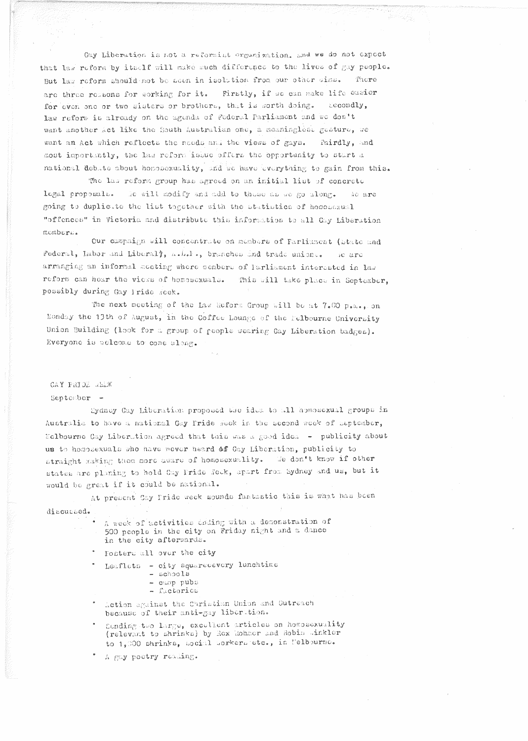Gay Liberation is not a reformist organization, and we do not expect that law reform by itself will make much difference to the lives of gay people. But law reform should not be seen in isolation from our other aims. There are three reasons for working for it. Firstly, if we can make life easier for even one or two sisters or brothers, that is worth doing. Secondly, law reform is already on the agenda of Federal Parliament and we don't want another Act like the South Australian one, a meaningless gesture, we want an Act which reflects the needs and the views of gays. Thirdly, and most importantly, the law reform issue offers the opportunity to start a national debate about homosexuality, and we have everything to gain from this.

The law reform group has agreed on an initial list of concrete legal proposals. We will modify and add to these as we go along. We are going to duplicate the list together with the statistics of homosexual "offences" in Victoria and distribute this information to all Gay Liberation members.

Our campaign will concentrate on members of Parliament (State and Federal, Labor and Liberal), A.L.P., branches and trade unions. We are arranging an informal meeting where members of Parliament interested in law reform can hear the views of homosexuals. This will take place in September, possibly during Gay Pride Week.

The next meeting of the Law Reform Group will be at 7.00 p.m., on Monday the 13th of August, in the Coffee Lounge of the Melbourne University Union Building (look for a group of people wearing Gay Liberation badges). Everyone is welcome to come along.

GAY PRIDE WEEK

September -

Sydney Gay Liberation proposed the idea to all homosexual groups in Australia to have a national Gay Pride week in the second week of September, Melbourne Gay Liberation agreed that this was a good idea - publicity about us to homosexuals who have never heard of Gay Liberation, publicity to straight making them more aware of homosexuality. We don't know if other states are planing to hold Gay Pride Week, apart from Sydney and us, but it would be great if it could be national.

At present Gay Pride week sounds fantastic this is what has been discussed.

- A week of activities ending with a demonstration of 500 people in the city on Friday night and a dance in the city afterwards.
- Posters all over the city
- Leaflets - city squareevery lunchtime
  - schools
  - camp pubs
  - factories
- Action against the Christian Union and Outreach because of their anti-gay liberation.
- Sending two large, excellent articles on homosexuality (relevant to shrinks) by Rex Hohmer and Robin Winkler to 1,000 shrinks, social workers etc., in Melbourne.
- A gay poetry reading.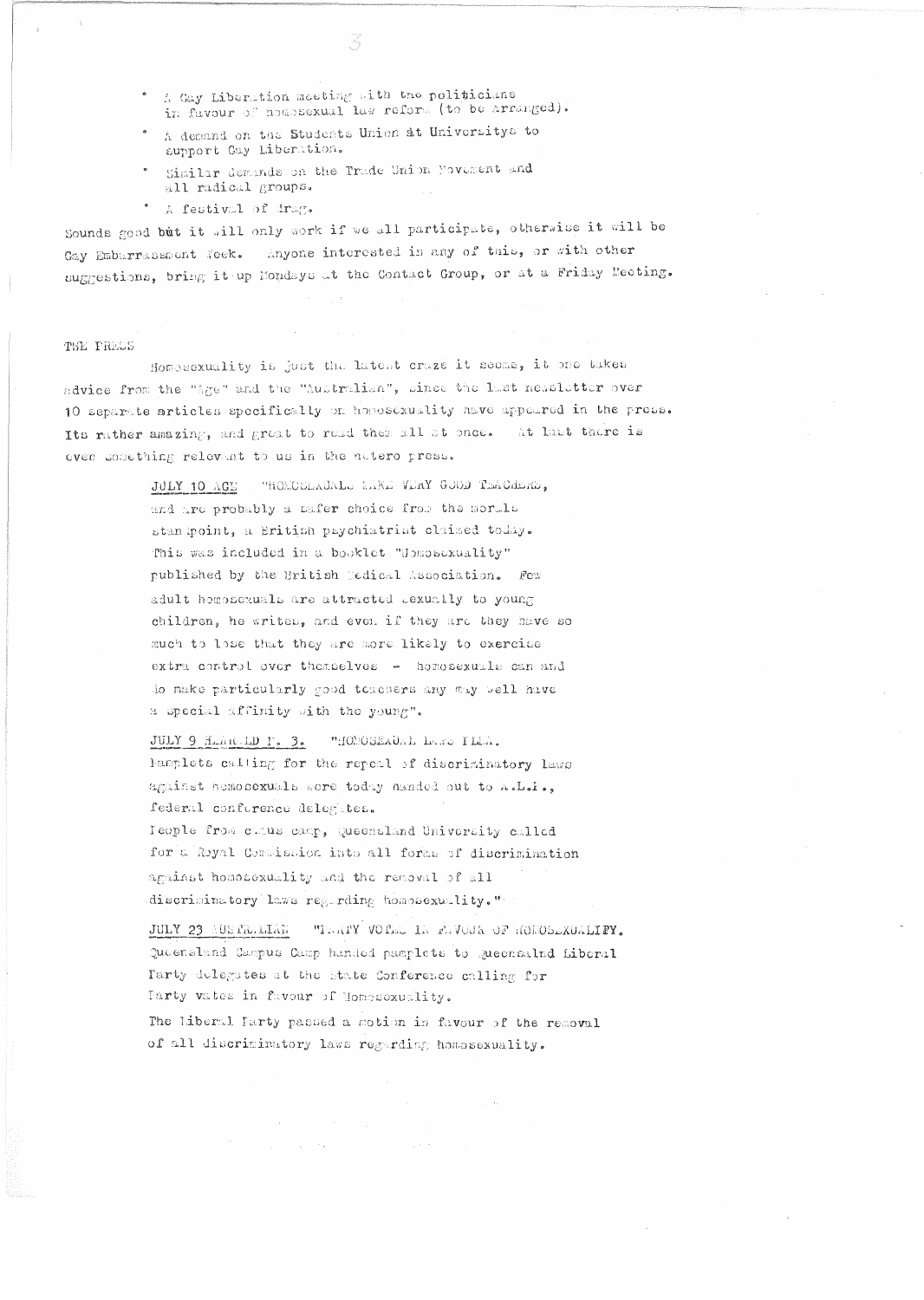- A Gay Liberation meeting with the politicians in favour of homosexual law reform (to be arranged).
- A demand on the Students Union at Universitys to support Gay Liberation.
- Similar demands on the Trade Union Movement and all radical groups.
- A festival of drag.

Sounds good but it will only work if we all participate, otherwise it will be Gay Embarrassment Week. Anyone interested in any of this, or with other suggestions, bring it up Mondays at the Contact Group, or at a Friday Meeting.

THE PRESS

Homosexuality is just the latest craze it seems, if one takes advice from the "Age" and the "Australian", since the last newsletter over 10 separate articles specifically on homosexuality have appeared in the press. Its rather amazing, and great to read them all at once. At last there is even something relevant to us in the hetero press.

> JULY 10 AGE "HOMOSEXUALS MAKE VERY GOOD TEACHERS, and are probably a safer choice from the morals standpoint, a British psychiatrist claimed today. This was included in a booklet "Homosexuality" published by the British Medical Association. Few adult homosexuals are attracted sexually to young children, he writes, and even if they are they have so much to lose that they are more likely to exercise extra control over themselves - homosexuals can and do make particularly good teachers any may well have a special affinity with the young".
>
> JULY 9 HERALD P. 3. "HOMOSEXUAL LAWS PLEA. Pamplets calling for the repeal of discriminatory laws against homosexuals were today handed out to A.L.P., federal conference delegates. People from camus camp, Queensland University called for a Royal Commission into all forms of discrimination against homosexuality and the removal of all discriminatory laws regarding homosexuality."
>
> JULY 23 AUSTRALIAN "PARTY VOTES IN FAVOUR OF HOMOSEXUALITY. Queensland Campus Camp handed pamplets to Queensalnd Liberal Party delegates at the State Conference calling for Party votes in favour of Homosexuality.
>
> The Liberal Party passed a motion in favour of the removal of all discriminatory laws regarding homosexuality.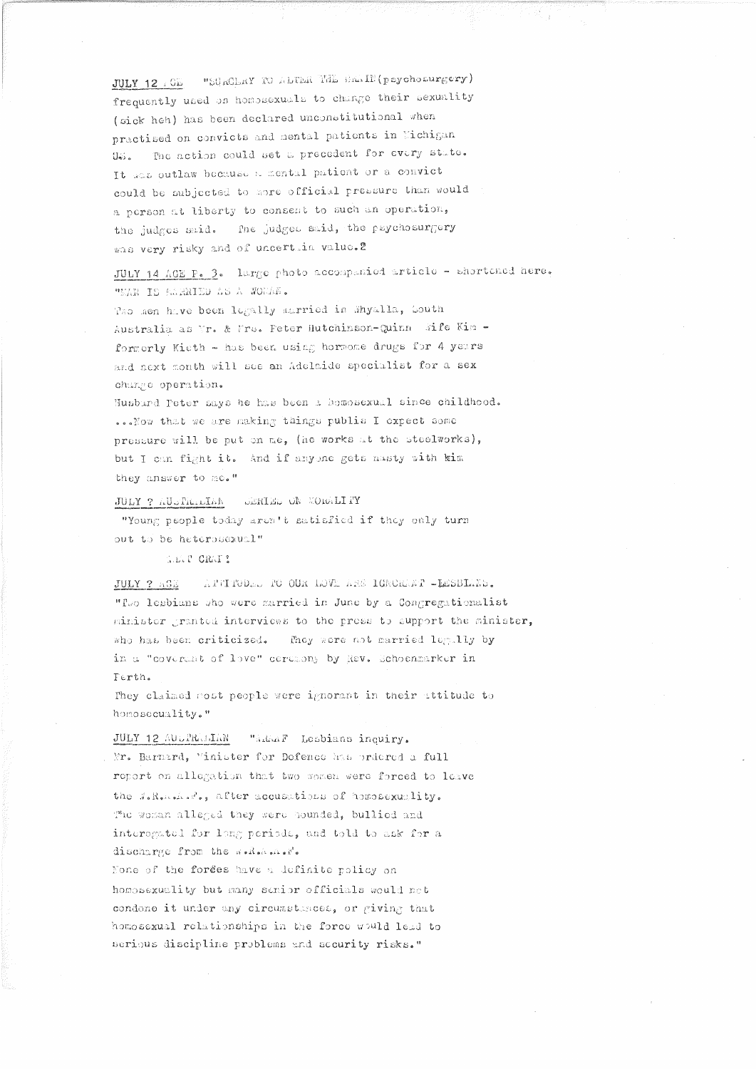JULY 12 AGE "SURGERY TO ALTER THE BRAIN(psychosurgery) frequently used on homosexuals to change their sexuality (sick heh) has been declared unconstitutional when practised on convicts and mental patients in Michigan U.S. The action could set a precedent for every state. It was outlaw because a mental patient or a convict could be subjected to more official pressure than would a person at liberty to consent to such an operation, the judges said. The judges said, the psychosurgery was very risky and of uncertain value."

JULY 14 AGE P. 3. large photo accompanied article - shortened here. "MAN IS MARRIED AS A WOMAN.

Two men have been legally married in Whyalla, South Australia as Mr. & Mrs. Peter Hutchinson-Quinn Wife Kim - formerly Kieth - has been using hormone drugs for 4 years and next month will see an Adelaide specialist for a sex change operation.

Husband Peter says he has been a homosexual since childhood. ...Now that we are making things public I expect some pressure will be put on me, (he works at the steelworks), but I can fight it. And if anyone gets nasty with kim they answer to me."

JULY ? AUSTRALIAN SERIES ON MORALITY

"Young people today aren't satisfied if they only turn out to be heterosexual"

RALF CRAP!

JULY ? AGE ATTITUDES TO OUR LOVE ARE IGNORANT -LESBIANS.

"Two lesbians who were married in June by a Congregationalist minister granted interviews to the press to support the minister, who has been criticized. They were not married legally by in a "covenant of love" ceremony by Rev. Schoenmarker in Perth.

They claimed most people were ignorant in their attitude to homosexuality."

JULY 12 AUSTRALIAN "WRAAF Lesbians inquiry.

Mr. Barnard, Minister for Defence has ordered a full report on allegation that two women were forced to leave the W.R.A.A.F., after accusations of homosexuality.

The woman alleged they were hounded, bullied and interogated for long periods, and told to ask for a discharge from the W.R.A.A.F.

None of the forces have a definite policy on homosexuality but many senior officials would not condone it under any circumstances, or giving that homosexual relationships in the force would lead to serious discipline problems and security risks."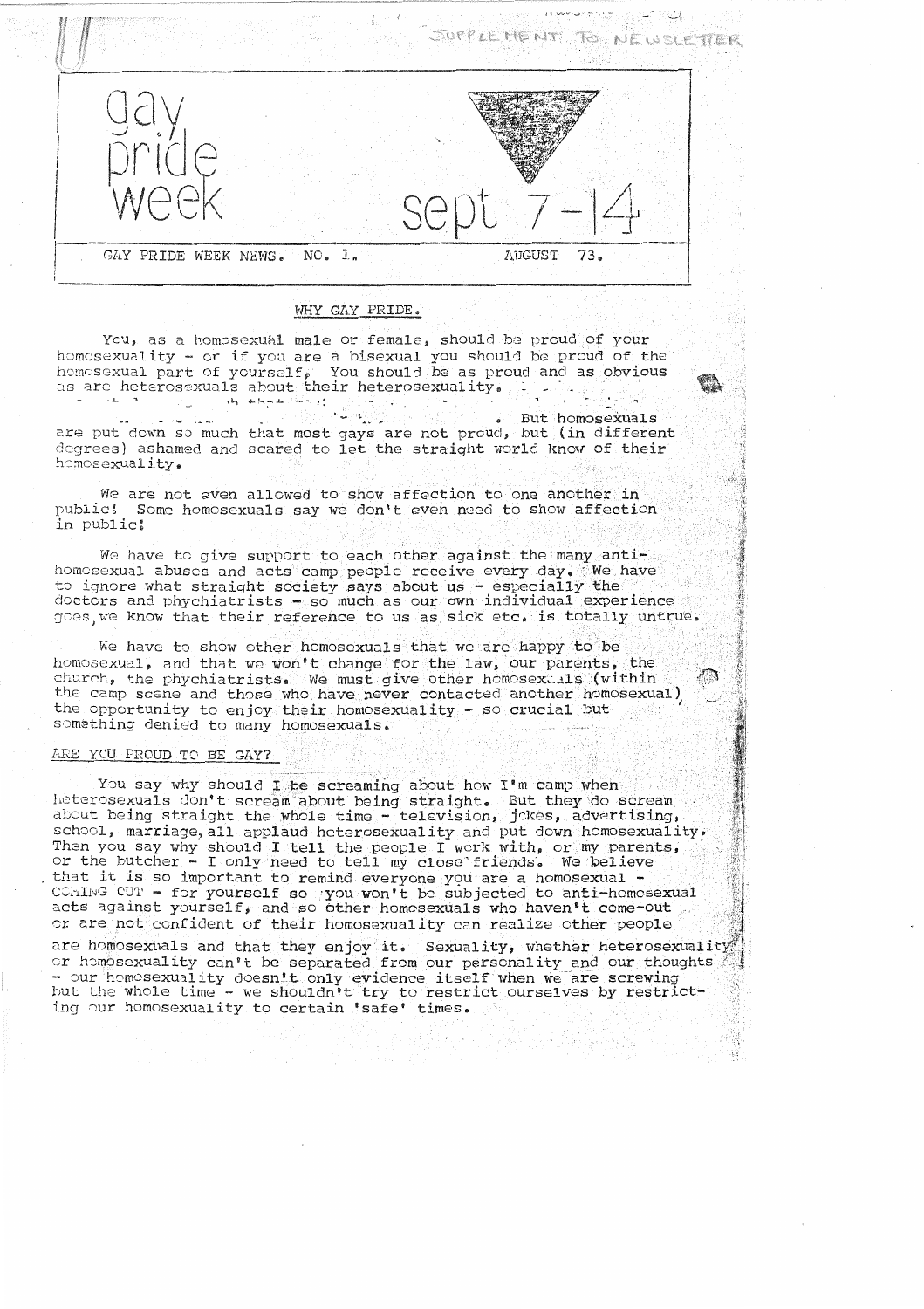SUPPLEMENT TO NEWSLETTER

# gay pride week

sept 7-14

GAY PRIDE WEEK NEWS. NO. 1. AUGUST 73.

## WHY GAY PRIDE.

You, as a homosexual male or female, should be proud of your homosexuality - or if you are a bisexual you should be proud of the homosexual part of yourself. You should be as proud and as obvious as are heterosexuals about their heterosexuality. . But homosexuals are put down so much that most gays are not proud, but (in different degrees) ashamed and scared to let the straight world know of their homosexuality.

We are not even allowed to show affection to one another in public! Some homosexuals say we don't even need to show affection in public!

We have to give support to each other against the many anti-homosexual abuses and acts camp people receive every day. We have to ignore what straight society says about us - especially the doctors and phychiatrists - so much as our own individual experience goes, we know that their reference to us as sick etc. is totally untrue.

We have to show other homosexuals that we are happy to be homosexual, and that we won't change for the law, our parents, the church, the phychiatrists. We must give other homosexuals (within the camp scene and those who have never contacted another homosexual) the opportunity to enjoy their homosexuality - so crucial but something denied to many homosexuals.

## ARE YOU PROUD TO BE GAY?

You say why should I be screaming about how I'm camp when heterosexuals don't scream about being straight. But they do scream about being straight the whole time - television, jokes, advertising, school, marriage, all applaud heterosexuality and put down homosexuality. Then you say why should I tell the people I work with, or my parents, or the butcher - I only need to tell my close friends. We believe that it is so important to remind everyone you are a homosexual - COMING OUT - for yourself so you won't be subjected to anti-homosexual acts against yourself, and so other homosexuals who haven't come-out or are not confident of their homosexuality can realize other people are homosexuals and that they enjoy it. Sexuality, whether heterosexuality or homosexuality can't be separated from our personality and our thoughts - our homosexuality doesn't only evidence itself when we are screwing but the whole time - we shouldn't try to restrict ourselves by restricting our homosexuality to certain 'safe' times.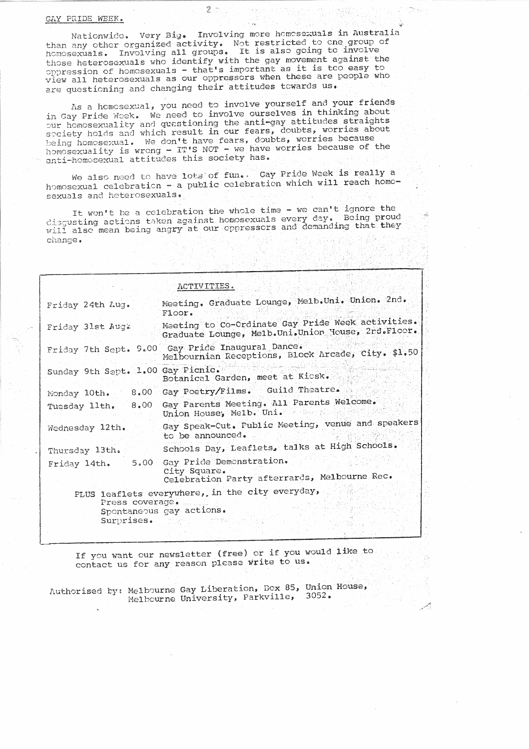GAY PRIDE WEEK.

Nationwide. Very Big. Involving more homosexuals in Australia than any other organized activity. Not restricted to one group of homosexuals. Involving all groups. It is also going to involve those heterosexuals who identify with the gay movement against the oppression of homosexuals - that's important as it is too easy to view all heterosexuals as our oppressors when these are people who are questioning and changing their attitudes towards us.

As a homosexual, you need to involve yourself and your friends in Gay Pride Week. We need to involve ourselves in thinking about our homosexuality and questioning the anti-gay attitudes straights society holds and which result in our fears, doubts, worries about being homosexual. We don't have fears, doubts, worries because homosexuality is wrong - IT'S NOT - we have worries because of the anti-homosexual attitudes this society has.

We also need to have lots of fun. Gay Pride Week is really a homosexual celebration - a public celebration which will reach homosexuals and heterosexuals.

It won't be a celebration the whole time - we can't ignore the disgusting actions taken against homosexuals every day. Being proud will also mean being angry at our oppressors and demanding that they change.

ACTIVITIES.

| | |
|---|---|
| Friday 24th Aug. | Meeting. Graduate Lounge, Melb.Uni. Union. 2nd. Floor. |
| Friday 31st Aug. | Meeting to Co-Ordinate Gay Pride Week activities. Graduate Lounge, Melb.Uni.Union House, 2nd.Floor. |
| Friday 7th Sept. 9.00 | Gay Pride Inaugural Dance. Melbournian Receptions, Block Arcade, City. $1.50 |
| Sunday 9th Sept. 1.00 | Gay Picnic. Botanical Garden, meet at Kiosk. |
| Monday 10th. 8.00 | Gay Poetry/Films. Guild Theatre. |
| Tuesday 11th. 8.00 | Gay Parents Meeting. All Parents Welcome. Union House, Melb. Uni. |
| Wednesday 12th. | Gay Speak-Out. Public Meeting, venue and speakers to be announced. |
| Thursday 13th. | Schools Day, Leaflets, talks at High Schools. |
| Friday 14th. 5.00 | Gay Pride Demonstration. City Square. Celebration Party afterrards, Melbourne Rec. |

PLUS leaflets everywhere,, in the city everyday,
Press coverage.
Spontaneous gay actions.
Surprises.

If you want our newsletter (free) or if you would like to contact us for any reason please write to us.

Authorised by: Melbourne Gay Liberation, Box 85, Union House, Melbourne University, Parkville, 3052.